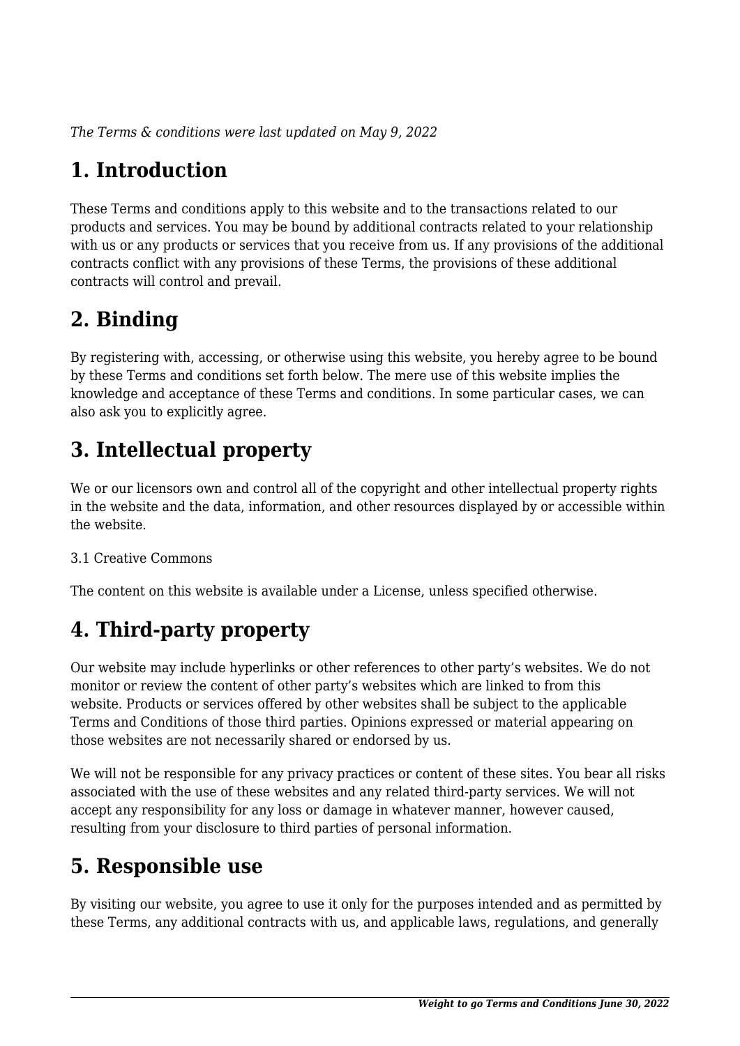*The Terms & conditions were last updated on May 9, 2022*

# 1. Introduction

These Terms and conditions apply to this website and to the transactions related to our products and services. You may be bound by additional contracts related to your relationship with us or any products or services that you receive from us. If any provisions of the additional contracts conflict with any provisions of these Terms, the provisions of these additional contracts will control and prevail.

# 2. Binding

By registering with, accessing, or otherwise using this website, you hereby agree to be bound by these Terms and conditions set forth below. The mere use of this website implies the knowledge and acceptance of these Terms and conditions. In some particular cases, we can also ask you to explicitly agree.

# 3. Intellectual property

We or our licensors own and control all of the copyright and other intellectual property rights in the website and the data, information, and other resources displayed by or accessible within the website.

3.1 Creative Commons

The content on this website is available under a License, unless specified otherwise.

# 4. Third-party property

Our website may include hyperlinks or other references to other party's websites. We do not monitor or review the content of other party's websites which are linked to from this website. Products or services offered by other websites shall be subject to the applicable Terms and Conditions of those third parties. Opinions expressed or material appearing on those websites are not necessarily shared or endorsed by us.

We will not be responsible for any privacy practices or content of these sites. You bear all risks associated with the use of these websites and any related third-party services. We will not accept any responsibility for any loss or damage in whatever manner, however caused, resulting from your disclosure to third parties of personal information.

# 5. Responsible use

By visiting our website, you agree to use it only for the purposes intended and as permitted by these Terms, any additional contracts with us, and applicable laws, regulations, and generally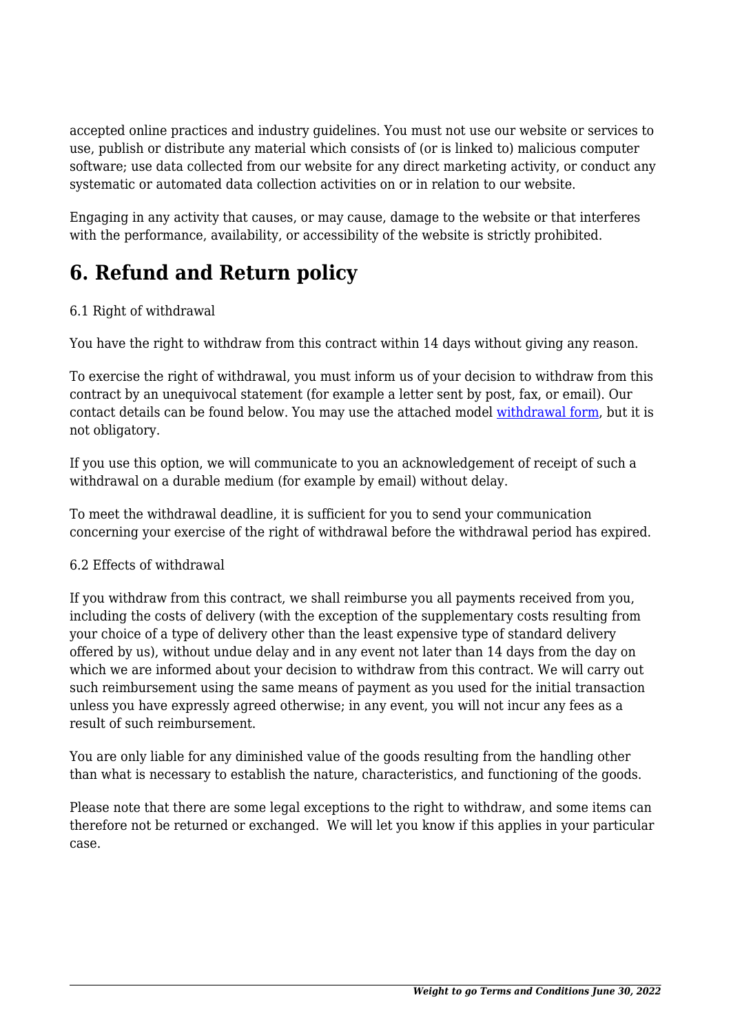accepted online practices and industry guidelines. You must not use our website or services to use, publish or distribute any material which consists of (or is linked to) malicious computer software; use data collected from our website for any direct marketing activity, or conduct any systematic or automated data collection activities on or in relation to our website.

Engaging in any activity that causes, or may cause, damage to the website or that interferes with the performance, availability, or accessibility of the website is strictly prohibited.

## 6. Refund and Return policy

6.1 Right of withdrawal

You have the right to withdraw from this contract within 14 days without giving any reason.

To exercise the right of withdrawal, you must inform us of your decision to withdraw from this contract by an unequivocal statement (for example a letter sent by post, fax, or email). Our contact details can be found below. You may use the attached model withdrawal form, but it is not obligatory.

If you use this option, we will communicate to you an acknowledgement of receipt of such a withdrawal on a durable medium (for example by email) without delay.

To meet the withdrawal deadline, it is sufficient for you to send your communication concerning your exercise of the right of withdrawal before the withdrawal period has expired.

6.2 Effects of withdrawal

If you withdraw from this contract, we shall reimburse you all payments received from you, including the costs of delivery (with the exception of the supplementary costs resulting from your choice of a type of delivery other than the least expensive type of standard delivery offered by us), without undue delay and in any event not later than 14 days from the day on which we are informed about your decision to withdraw from this contract. We will carry out such reimbursement using the same means of payment as you used for the initial transaction unless you have expressly agreed otherwise; in any event, you will not incur any fees as a result of such reimbursement.

You are only liable for any diminished value of the goods resulting from the handling other than what is necessary to establish the nature, characteristics, and functioning of the goods.

Please note that there are some legal exceptions to the right to withdraw, and some items can therefore not be returned or exchanged. We will let you know if this applies in your particular case.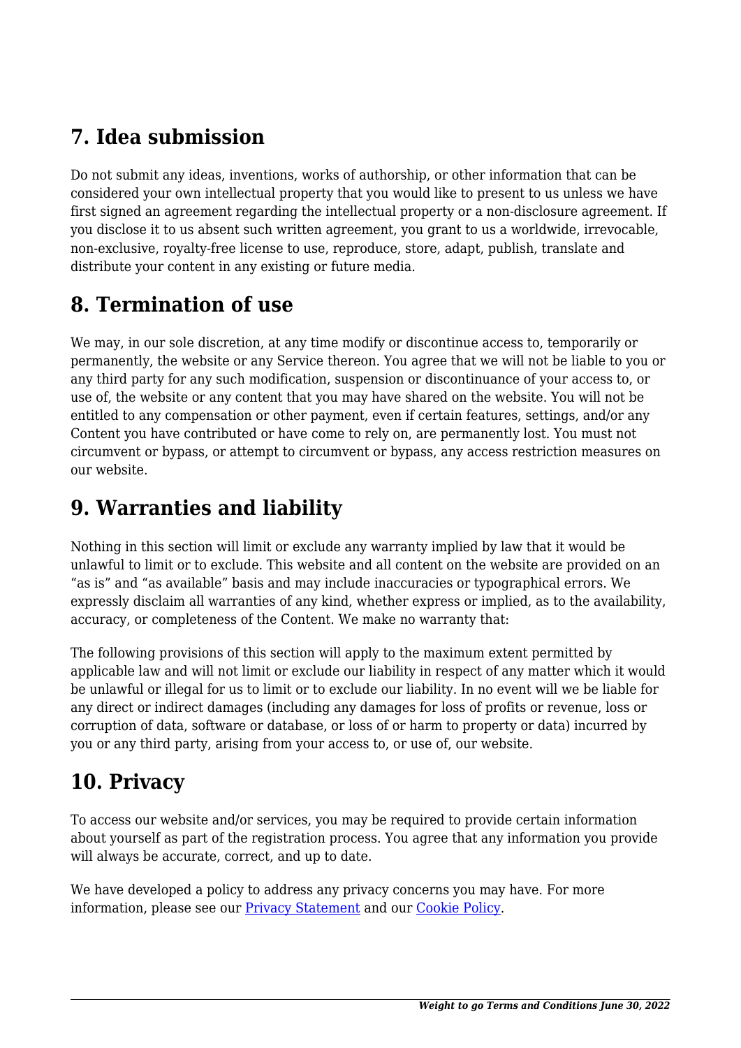## 7. Idea submission

Do not submit any ideas, inventions, works of authorship, or other information that can be considered your own intellectual property that you would like to present to us unless we have first signed an agreement regarding the intellectual property or a non-disclosure agreement. If you disclose it to us absent such written agreement, you grant to us a worldwide, irrevocable, non-exclusive, royalty-free license to use, reproduce, store, adapt, publish, translate and distribute your content in any existing or future media.

## 8. Termination of use

We may, in our sole discretion, at any time modify or discontinue access to, temporarily or permanently, the website or any Service thereon. You agree that we will not be liable to you or any third party for any such modification, suspension or discontinuance of your access to, or use of, the website or any content that you may have shared on the website. You will not be entitled to any compensation or other payment, even if certain features, settings, and/or any Content you have contributed or have come to rely on, are permanently lost. You must not circumvent or bypass, or attempt to circumvent or bypass, any access restriction measures on our website.

## 9. Warranties and liability

Nothing in this section will limit or exclude any warranty implied by law that it would be unlawful to limit or to exclude. This website and all content on the website are provided on an “as is” and “as available” basis and may include inaccuracies or typographical errors. We expressly disclaim all warranties of any kind, whether express or implied, as to the availability, accuracy, or completeness of the Content. We make no warranty that:

The following provisions of this section will apply to the maximum extent permitted by applicable law and will not limit or exclude our liability in respect of any matter which it would be unlawful or illegal for us to limit or to exclude our liability. In no event will we be liable for any direct or indirect damages (including any damages for loss of profits or revenue, loss or corruption of data, software or database, or loss of or harm to property or data) incurred by you or any third party, arising from your access to, or use of, our website.

## 10. Privacy

To access our website and/or services, you may be required to provide certain information about yourself as part of the registration process. You agree that any information you provide will always be accurate, correct, and up to date.

We have developed a policy to address any privacy concerns you may have. For more information, please see our [Privacy Statement] and our [Cookie Policy].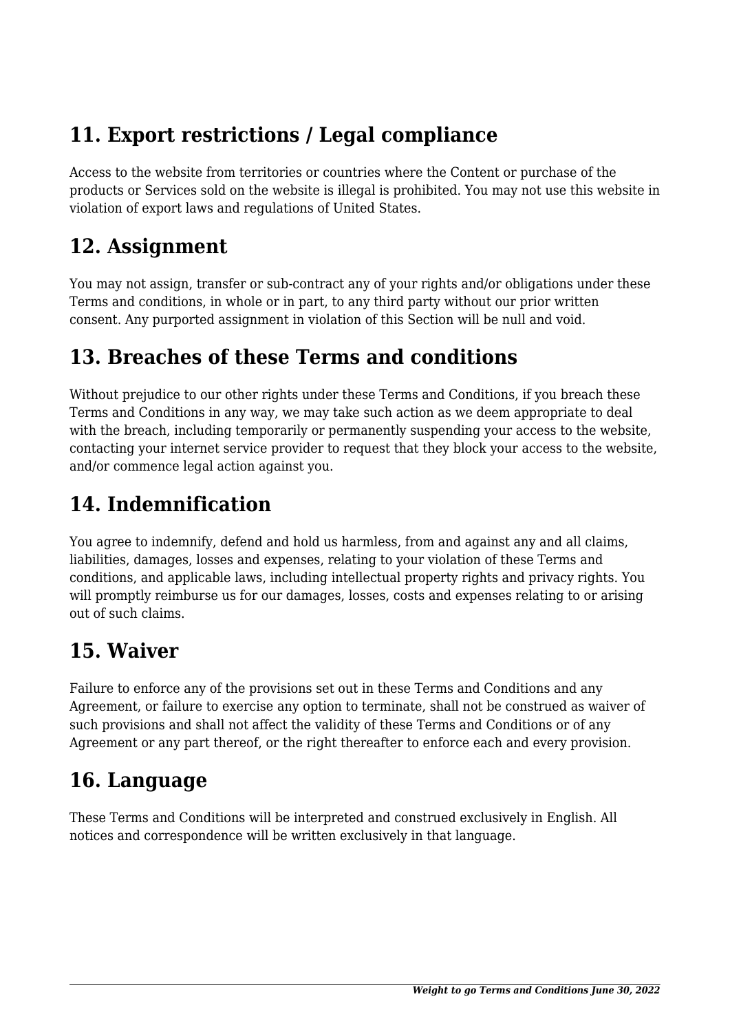## 11. Export restrictions / Legal compliance

Access to the website from territories or countries where the Content or purchase of the products or Services sold on the website is illegal is prohibited. You may not use this website in violation of export laws and regulations of United States.

## 12. Assignment

You may not assign, transfer or sub-contract any of your rights and/or obligations under these Terms and conditions, in whole or in part, to any third party without our prior written consent. Any purported assignment in violation of this Section will be null and void.

## 13. Breaches of these Terms and conditions

Without prejudice to our other rights under these Terms and Conditions, if you breach these Terms and Conditions in any way, we may take such action as we deem appropriate to deal with the breach, including temporarily or permanently suspending your access to the website, contacting your internet service provider to request that they block your access to the website, and/or commence legal action against you.

## 14. Indemnification

You agree to indemnify, defend and hold us harmless, from and against any and all claims, liabilities, damages, losses and expenses, relating to your violation of these Terms and conditions, and applicable laws, including intellectual property rights and privacy rights. You will promptly reimburse us for our damages, losses, costs and expenses relating to or arising out of such claims.

## 15. Waiver

Failure to enforce any of the provisions set out in these Terms and Conditions and any Agreement, or failure to exercise any option to terminate, shall not be construed as waiver of such provisions and shall not affect the validity of these Terms and Conditions or of any Agreement or any part thereof, or the right thereafter to enforce each and every provision.

## 16. Language

These Terms and Conditions will be interpreted and construed exclusively in English. All notices and correspondence will be written exclusively in that language.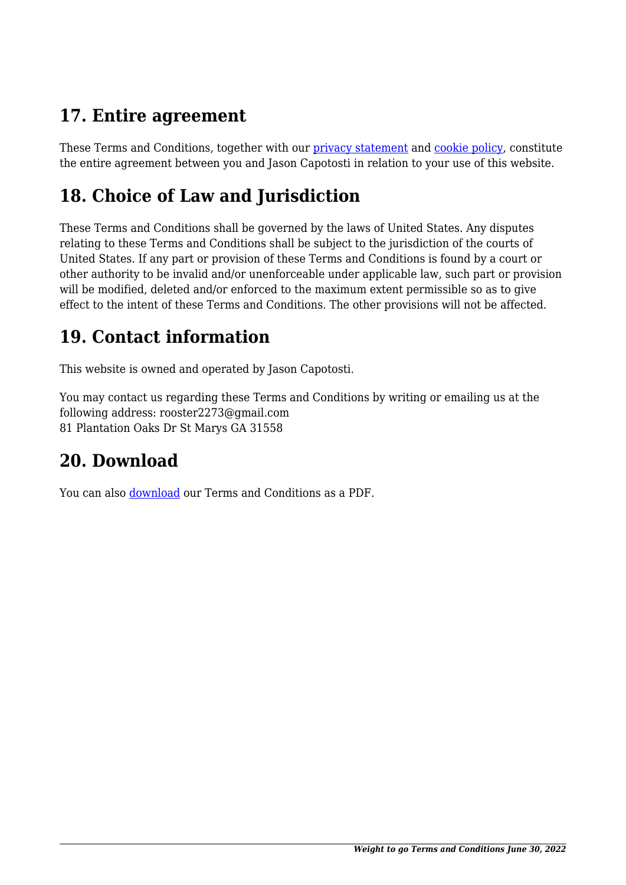## 17. Entire agreement

These Terms and Conditions, together with our privacy statement and cookie policy, constitute the entire agreement between you and Jason Capotosti in relation to your use of this website.

## 18. Choice of Law and Jurisdiction

These Terms and Conditions shall be governed by the laws of United States. Any disputes relating to these Terms and Conditions shall be subject to the jurisdiction of the courts of United States. If any part or provision of these Terms and Conditions is found by a court or other authority to be invalid and/or unenforceable under applicable law, such part or provision will be modified, deleted and/or enforced to the maximum extent permissible so as to give effect to the intent of these Terms and Conditions. The other provisions will not be affected.

## 19. Contact information

This website is owned and operated by Jason Capotosti.

You may contact us regarding these Terms and Conditions by writing or emailing us at the following address: rooster2273@gmail.com
81 Plantation Oaks Dr St Marys GA 31558

## 20. Download

You can also download our Terms and Conditions as a PDF.